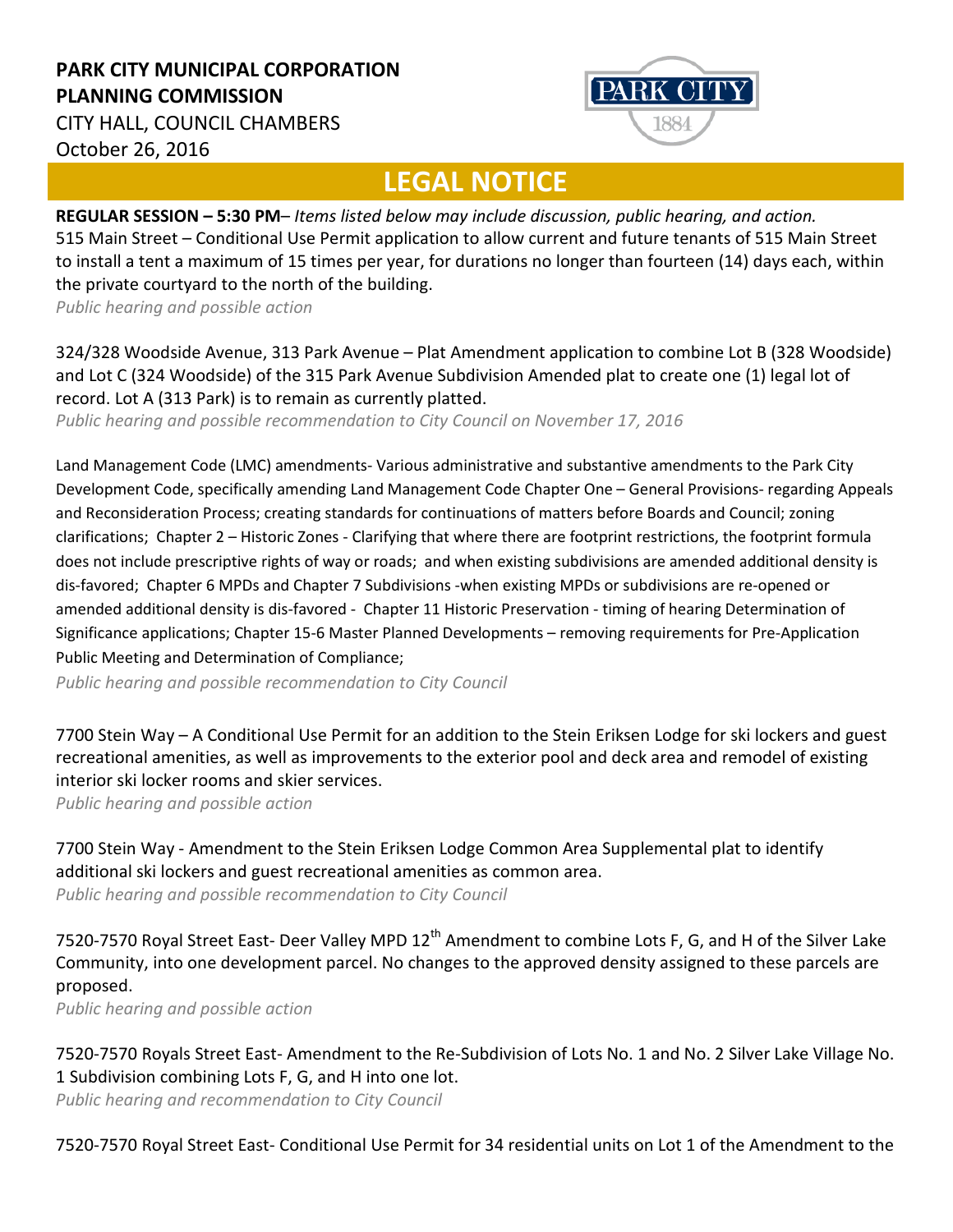**PARK CITY MUNICIPAL CORPORATION**
**PLANNING COMMISSION**
CITY HALL, COUNCIL CHAMBERS
October 26, 2016

# LEGAL NOTICE

**REGULAR SESSION – 5:30 PM**– *Items listed below may include discussion, public hearing, and action.*
515 Main Street – Conditional Use Permit application to allow current and future tenants of 515 Main Street to install a tent a maximum of 15 times per year, for durations no longer than fourteen (14) days each, within the private courtyard to the north of the building.
*Public hearing and possible action*

324/328 Woodside Avenue, 313 Park Avenue – Plat Amendment application to combine Lot B (328 Woodside) and Lot C (324 Woodside) of the 315 Park Avenue Subdivision Amended plat to create one (1) legal lot of record. Lot A (313 Park) is to remain as currently platted.
*Public hearing and possible recommendation to City Council on November 17, 2016*

Land Management Code (LMC) amendments- Various administrative and substantive amendments to the Park City Development Code, specifically amending Land Management Code Chapter One – General Provisions- regarding Appeals and Reconsideration Process; creating standards for continuations of matters before Boards and Council; zoning clarifications; Chapter 2 – Historic Zones - Clarifying that where there are footprint restrictions, the footprint formula does not include prescriptive rights of way or roads; and when existing subdivisions are amended additional density is dis-favored; Chapter 6 MPDs and Chapter 7 Subdivisions -when existing MPDs or subdivisions are re-opened or amended additional density is dis-favored - Chapter 11 Historic Preservation - timing of hearing Determination of Significance applications; Chapter 15-6 Master Planned Developments – removing requirements for Pre-Application Public Meeting and Determination of Compliance;
*Public hearing and possible recommendation to City Council*

7700 Stein Way – A Conditional Use Permit for an addition to the Stein Eriksen Lodge for ski lockers and guest recreational amenities, as well as improvements to the exterior pool and deck area and remodel of existing interior ski locker rooms and skier services.
*Public hearing and possible action*

7700 Stein Way - Amendment to the Stein Eriksen Lodge Common Area Supplemental plat to identify additional ski lockers and guest recreational amenities as common area.
*Public hearing and possible recommendation to City Council*

7520-7570 Royal Street East- Deer Valley MPD 12th Amendment to combine Lots F, G, and H of the Silver Lake Community, into one development parcel. No changes to the approved density assigned to these parcels are proposed.
*Public hearing and possible action*

7520-7570 Royals Street East- Amendment to the Re-Subdivision of Lots No. 1 and No. 2 Silver Lake Village No. 1 Subdivision combining Lots F, G, and H into one lot.
*Public hearing and recommendation to City Council*

7520-7570 Royal Street East- Conditional Use Permit for 34 residential units on Lot 1 of the Amendment to the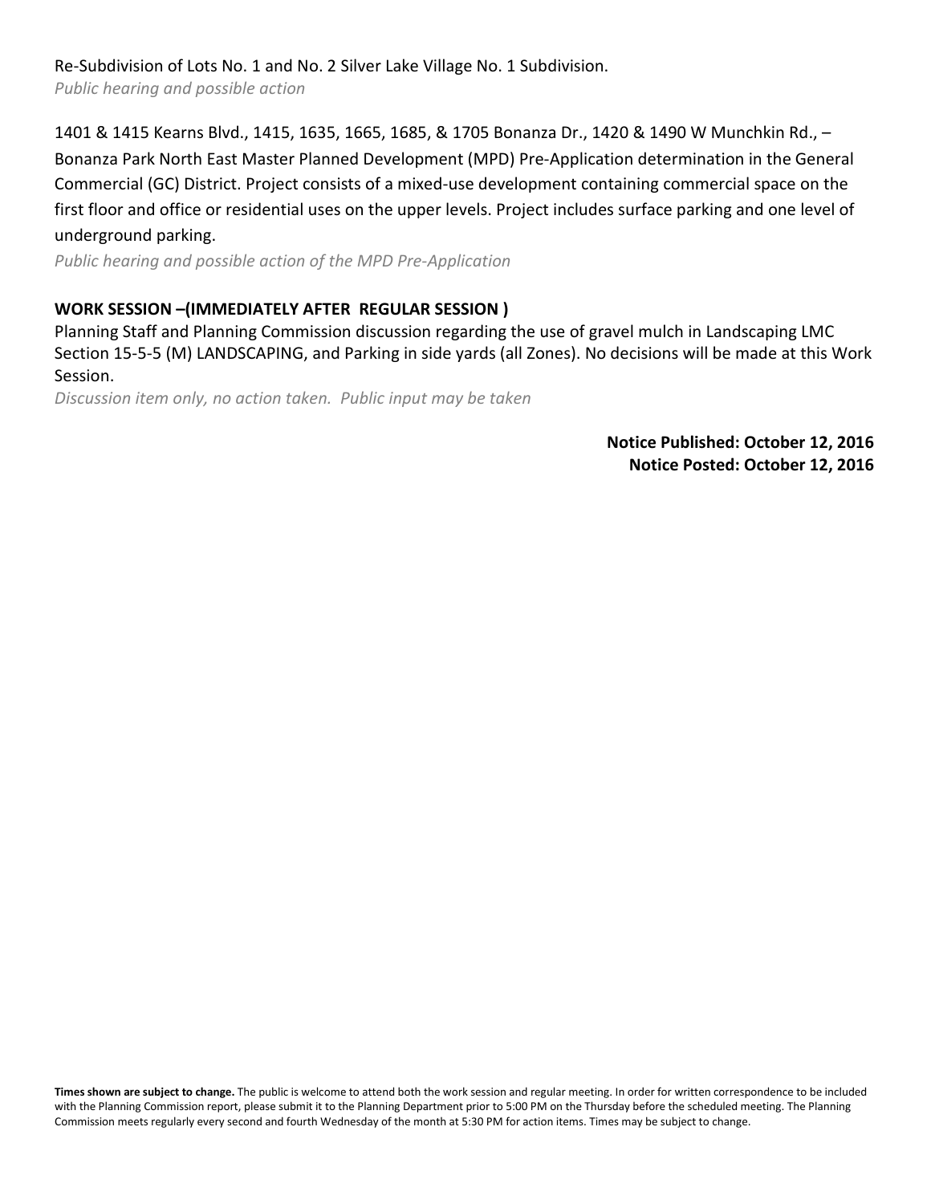Re-Subdivision of Lots No. 1 and No. 2 Silver Lake Village No. 1 Subdivision.

*Public hearing and possible action*

1401 & 1415 Kearns Blvd., 1415, 1635, 1665, 1685, & 1705 Bonanza Dr., 1420 & 1490 W Munchkin Rd., – Bonanza Park North East Master Planned Development (MPD) Pre-Application determination in the General Commercial (GC) District. Project consists of a mixed-use development containing commercial space on the first floor and office or residential uses on the upper levels. Project includes surface parking and one level of underground parking.

*Public hearing and possible action of the MPD Pre-Application*

**WORK SESSION –(IMMEDIATELY AFTER REGULAR SESSION )**

Planning Staff and Planning Commission discussion regarding the use of gravel mulch in Landscaping LMC Section 15-5-5 (M) LANDSCAPING, and Parking in side yards (all Zones). No decisions will be made at this Work Session.

*Discussion item only, no action taken. Public input may be taken*

**Notice Published: October 12, 2016**
**Notice Posted: October 12, 2016**

**Times shown are subject to change.** The public is welcome to attend both the work session and regular meeting. In order for written correspondence to be included with the Planning Commission report, please submit it to the Planning Department prior to 5:00 PM on the Thursday before the scheduled meeting. The Planning Commission meets regularly every second and fourth Wednesday of the month at 5:30 PM for action items. Times may be subject to change.